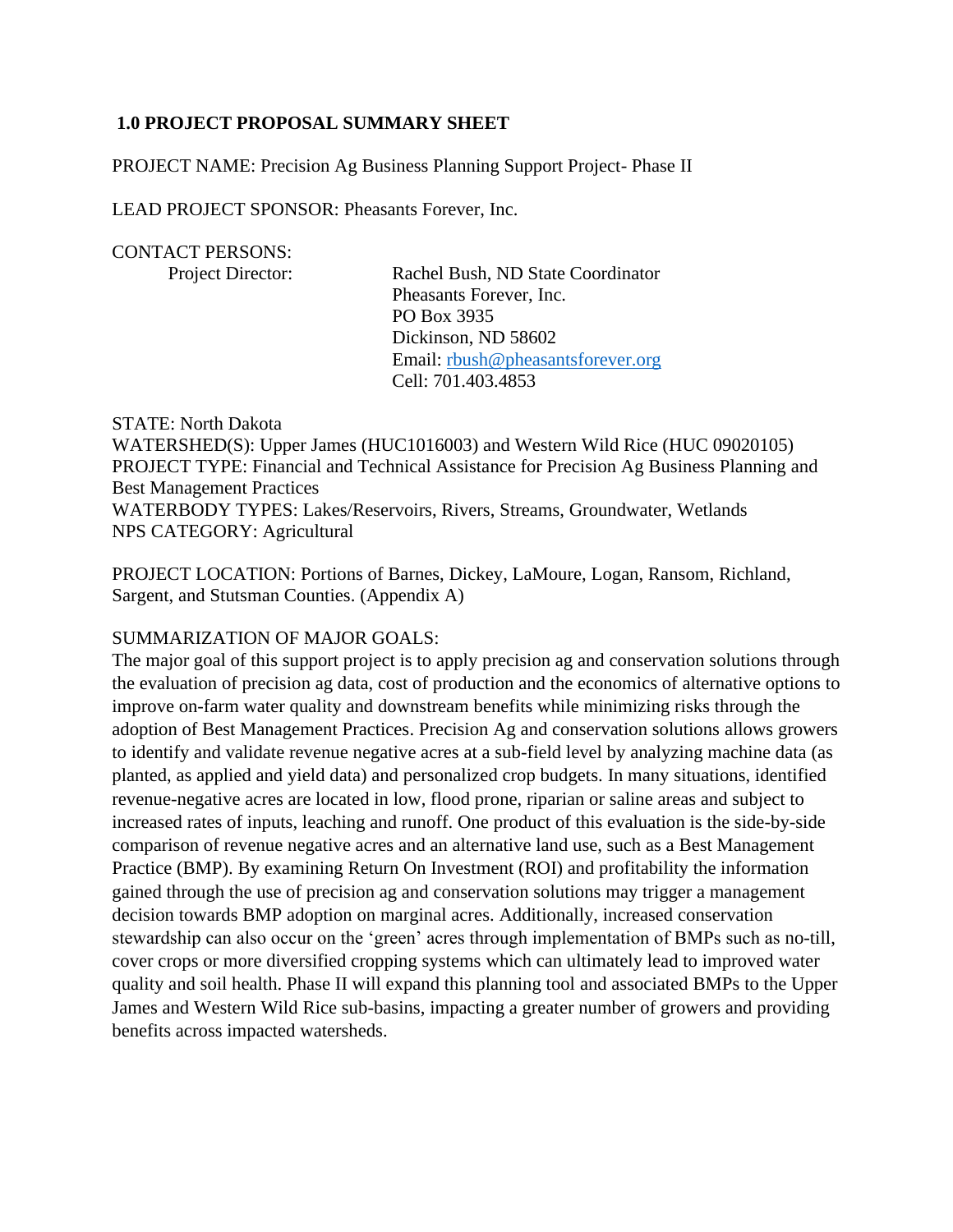## 1.0 PROJECT PROPOSAL SUMMARY SHEET

PROJECT NAME: Precision Ag Business Planning Support Project- Phase II

LEAD PROJECT SPONSOR: Pheasants Forever, Inc.

CONTACT PERSONS:

Project Director:

Rachel Bush, ND State Coordinator
Pheasants Forever, Inc.
PO Box 3935
Dickinson, ND 58602
Email: rbush@pheasantsforever.org
Cell: 701.403.4853

STATE: North Dakota
WATERSHED(S): Upper James (HUC1016003) and Western Wild Rice (HUC 09020105)
PROJECT TYPE: Financial and Technical Assistance for Precision Ag Business Planning and Best Management Practices
WATERBODY TYPES: Lakes/Reservoirs, Rivers, Streams, Groundwater, Wetlands
NPS CATEGORY: Agricultural

PROJECT LOCATION: Portions of Barnes, Dickey, LaMoure, Logan, Ransom, Richland, Sargent, and Stutsman Counties. (Appendix A)

SUMMARIZATION OF MAJOR GOALS:
The major goal of this support project is to apply precision ag and conservation solutions through the evaluation of precision ag data, cost of production and the economics of alternative options to improve on-farm water quality and downstream benefits while minimizing risks through the adoption of Best Management Practices. Precision Ag and conservation solutions allows growers to identify and validate revenue negative acres at a sub-field level by analyzing machine data (as planted, as applied and yield data) and personalized crop budgets. In many situations, identified revenue-negative acres are located in low, flood prone, riparian or saline areas and subject to increased rates of inputs, leaching and runoff. One product of this evaluation is the side-by-side comparison of revenue negative acres and an alternative land use, such as a Best Management Practice (BMP). By examining Return On Investment (ROI) and profitability the information gained through the use of precision ag and conservation solutions may trigger a management decision towards BMP adoption on marginal acres. Additionally, increased conservation stewardship can also occur on the 'green' acres through implementation of BMPs such as no-till, cover crops or more diversified cropping systems which can ultimately lead to improved water quality and soil health. Phase II will expand this planning tool and associated BMPs to the Upper James and Western Wild Rice sub-basins, impacting a greater number of growers and providing benefits across impacted watersheds.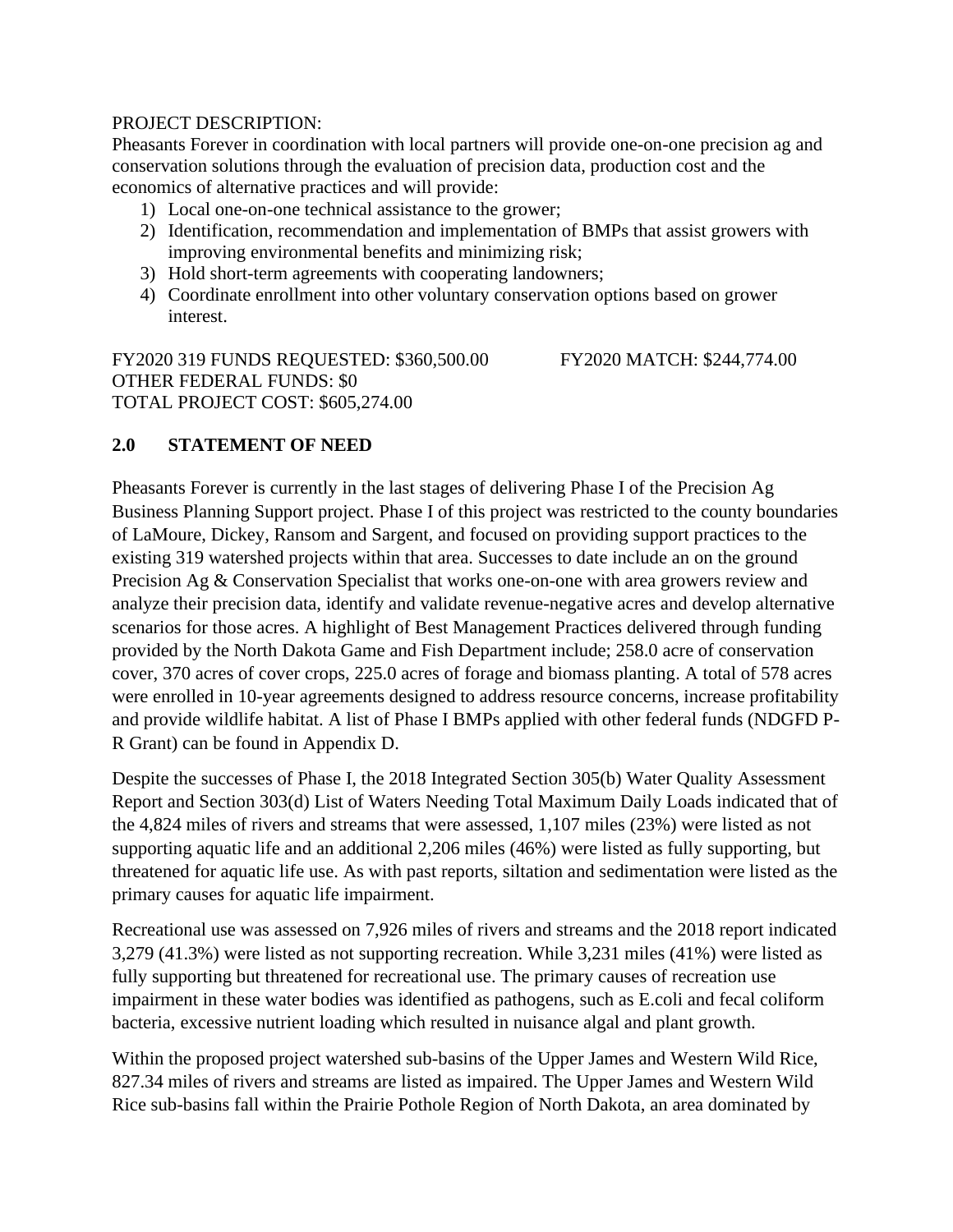PROJECT DESCRIPTION:

Pheasants Forever in coordination with local partners will provide one-on-one precision ag and conservation solutions through the evaluation of precision data, production cost and the economics of alternative practices and will provide:

1) Local one-on-one technical assistance to the grower;
2) Identification, recommendation and implementation of BMPs that assist growers with improving environmental benefits and minimizing risk;
3) Hold short-term agreements with cooperating landowners;
4) Coordinate enrollment into other voluntary conservation options based on grower interest.

FY2020 319 FUNDS REQUESTED: $360,500.00 FY2020 MATCH: $244,774.00
OTHER FEDERAL FUNDS: $0
TOTAL PROJECT COST: $605,274.00

## 2.0 STATEMENT OF NEED

Pheasants Forever is currently in the last stages of delivering Phase I of the Precision Ag Business Planning Support project. Phase I of this project was restricted to the county boundaries of LaMoure, Dickey, Ransom and Sargent, and focused on providing support practices to the existing 319 watershed projects within that area. Successes to date include an on the ground Precision Ag & Conservation Specialist that works one-on-one with area growers review and analyze their precision data, identify and validate revenue-negative acres and develop alternative scenarios for those acres. A highlight of Best Management Practices delivered through funding provided by the North Dakota Game and Fish Department include; 258.0 acre of conservation cover, 370 acres of cover crops, 225.0 acres of forage and biomass planting. A total of 578 acres were enrolled in 10-year agreements designed to address resource concerns, increase profitability and provide wildlife habitat. A list of Phase I BMPs applied with other federal funds (NDGFD P-R Grant) can be found in Appendix D.

Despite the successes of Phase I, the 2018 Integrated Section 305(b) Water Quality Assessment Report and Section 303(d) List of Waters Needing Total Maximum Daily Loads indicated that of the 4,824 miles of rivers and streams that were assessed, 1,107 miles (23%) were listed as not supporting aquatic life and an additional 2,206 miles (46%) were listed as fully supporting, but threatened for aquatic life use. As with past reports, siltation and sedimentation were listed as the primary causes for aquatic life impairment.

Recreational use was assessed on 7,926 miles of rivers and streams and the 2018 report indicated 3,279 (41.3%) were listed as not supporting recreation. While 3,231 miles (41%) were listed as fully supporting but threatened for recreational use. The primary causes of recreation use impairment in these water bodies was identified as pathogens, such as E.coli and fecal coliform bacteria, excessive nutrient loading which resulted in nuisance algal and plant growth.

Within the proposed project watershed sub-basins of the Upper James and Western Wild Rice, 827.34 miles of rivers and streams are listed as impaired. The Upper James and Western Wild Rice sub-basins fall within the Prairie Pothole Region of North Dakota, an area dominated by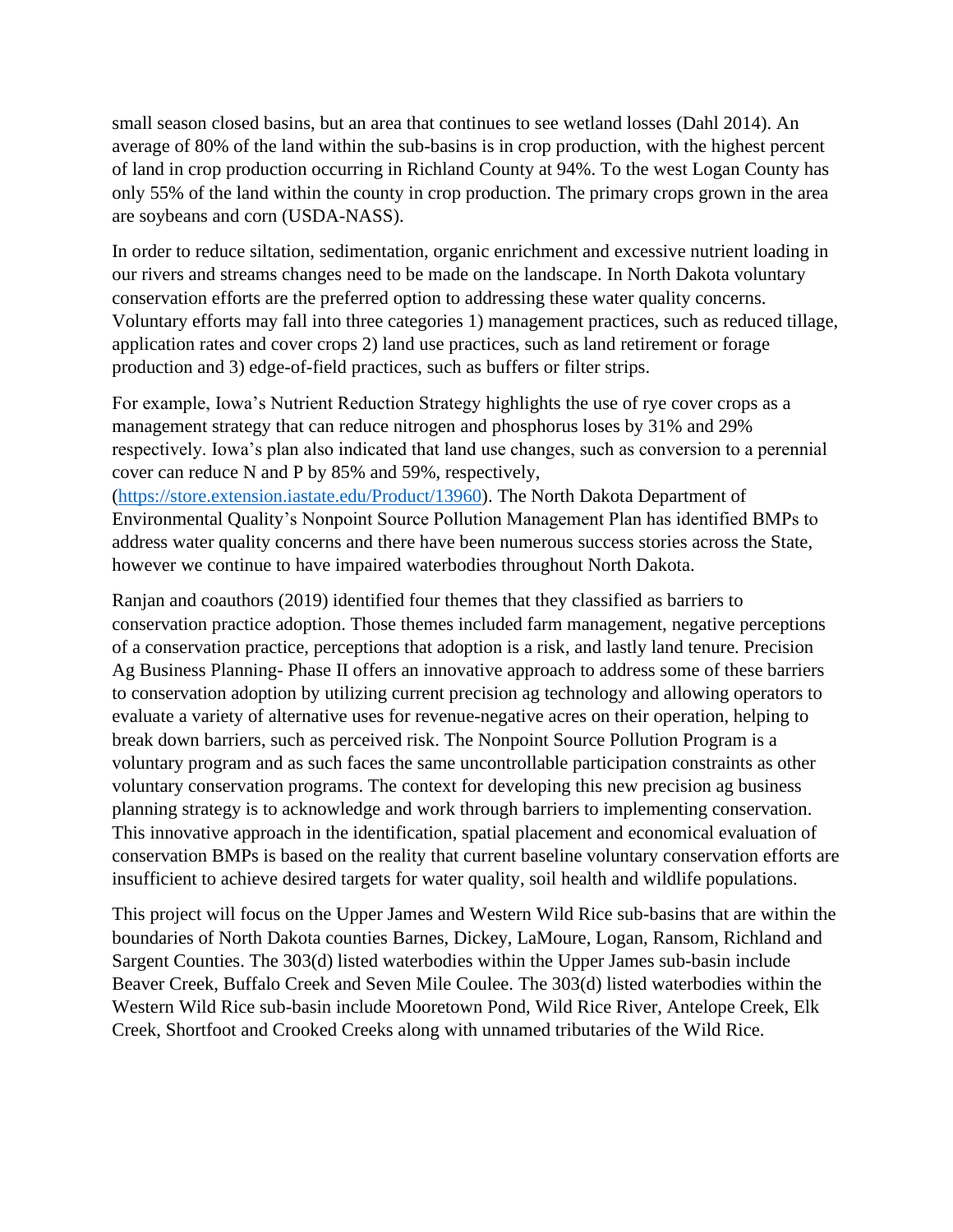small season closed basins, but an area that continues to see wetland losses (Dahl 2014). An average of 80% of the land within the sub-basins is in crop production, with the highest percent of land in crop production occurring in Richland County at 94%. To the west Logan County has only 55% of the land within the county in crop production. The primary crops grown in the area are soybeans and corn (USDA-NASS).

In order to reduce siltation, sedimentation, organic enrichment and excessive nutrient loading in our rivers and streams changes need to be made on the landscape. In North Dakota voluntary conservation efforts are the preferred option to addressing these water quality concerns. Voluntary efforts may fall into three categories 1) management practices, such as reduced tillage, application rates and cover crops 2) land use practices, such as land retirement or forage production and 3) edge-of-field practices, such as buffers or filter strips.

For example, Iowa's Nutrient Reduction Strategy highlights the use of rye cover crops as a management strategy that can reduce nitrogen and phosphorus loses by 31% and 29% respectively. Iowa's plan also indicated that land use changes, such as conversion to a perennial cover can reduce N and P by 85% and 59%, respectively, (https://store.extension.iastate.edu/Product/13960). The North Dakota Department of Environmental Quality's Nonpoint Source Pollution Management Plan has identified BMPs to address water quality concerns and there have been numerous success stories across the State, however we continue to have impaired waterbodies throughout North Dakota.

Ranjan and coauthors (2019) identified four themes that they classified as barriers to conservation practice adoption. Those themes included farm management, negative perceptions of a conservation practice, perceptions that adoption is a risk, and lastly land tenure. Precision Ag Business Planning- Phase II offers an innovative approach to address some of these barriers to conservation adoption by utilizing current precision ag technology and allowing operators to evaluate a variety of alternative uses for revenue-negative acres on their operation, helping to break down barriers, such as perceived risk. The Nonpoint Source Pollution Program is a voluntary program and as such faces the same uncontrollable participation constraints as other voluntary conservation programs. The context for developing this new precision ag business planning strategy is to acknowledge and work through barriers to implementing conservation. This innovative approach in the identification, spatial placement and economical evaluation of conservation BMPs is based on the reality that current baseline voluntary conservation efforts are insufficient to achieve desired targets for water quality, soil health and wildlife populations.

This project will focus on the Upper James and Western Wild Rice sub-basins that are within the boundaries of North Dakota counties Barnes, Dickey, LaMoure, Logan, Ransom, Richland and Sargent Counties. The 303(d) listed waterbodies within the Upper James sub-basin include Beaver Creek, Buffalo Creek and Seven Mile Coulee. The 303(d) listed waterbodies within the Western Wild Rice sub-basin include Mooretown Pond, Wild Rice River, Antelope Creek, Elk Creek, Shortfoot and Crooked Creeks along with unnamed tributaries of the Wild Rice.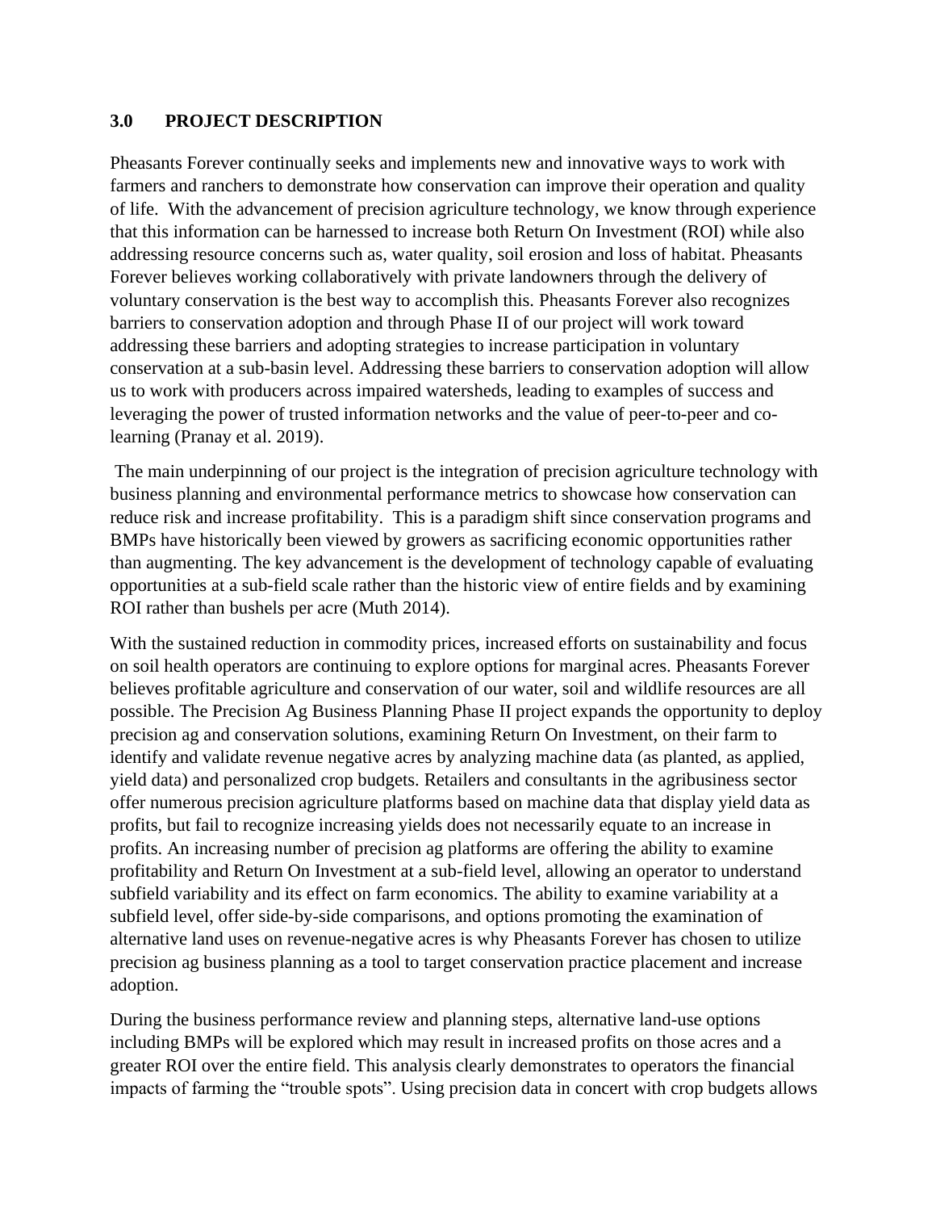## 3.0 PROJECT DESCRIPTION

Pheasants Forever continually seeks and implements new and innovative ways to work with farmers and ranchers to demonstrate how conservation can improve their operation and quality of life. With the advancement of precision agriculture technology, we know through experience that this information can be harnessed to increase both Return On Investment (ROI) while also addressing resource concerns such as, water quality, soil erosion and loss of habitat. Pheasants Forever believes working collaboratively with private landowners through the delivery of voluntary conservation is the best way to accomplish this. Pheasants Forever also recognizes barriers to conservation adoption and through Phase II of our project will work toward addressing these barriers and adopting strategies to increase participation in voluntary conservation at a sub-basin level. Addressing these barriers to conservation adoption will allow us to work with producers across impaired watersheds, leading to examples of success and leveraging the power of trusted information networks and the value of peer-to-peer and co-learning (Pranay et al. 2019).

The main underpinning of our project is the integration of precision agriculture technology with business planning and environmental performance metrics to showcase how conservation can reduce risk and increase profitability. This is a paradigm shift since conservation programs and BMPs have historically been viewed by growers as sacrificing economic opportunities rather than augmenting. The key advancement is the development of technology capable of evaluating opportunities at a sub-field scale rather than the historic view of entire fields and by examining ROI rather than bushels per acre (Muth 2014).

With the sustained reduction in commodity prices, increased efforts on sustainability and focus on soil health operators are continuing to explore options for marginal acres. Pheasants Forever believes profitable agriculture and conservation of our water, soil and wildlife resources are all possible. The Precision Ag Business Planning Phase II project expands the opportunity to deploy precision ag and conservation solutions, examining Return On Investment, on their farm to identify and validate revenue negative acres by analyzing machine data (as planted, as applied, yield data) and personalized crop budgets. Retailers and consultants in the agribusiness sector offer numerous precision agriculture platforms based on machine data that display yield data as profits, but fail to recognize increasing yields does not necessarily equate to an increase in profits. An increasing number of precision ag platforms are offering the ability to examine profitability and Return On Investment at a sub-field level, allowing an operator to understand subfield variability and its effect on farm economics. The ability to examine variability at a subfield level, offer side-by-side comparisons, and options promoting the examination of alternative land uses on revenue-negative acres is why Pheasants Forever has chosen to utilize precision ag business planning as a tool to target conservation practice placement and increase adoption.

During the business performance review and planning steps, alternative land-use options including BMPs will be explored which may result in increased profits on those acres and a greater ROI over the entire field. This analysis clearly demonstrates to operators the financial impacts of farming the "trouble spots". Using precision data in concert with crop budgets allows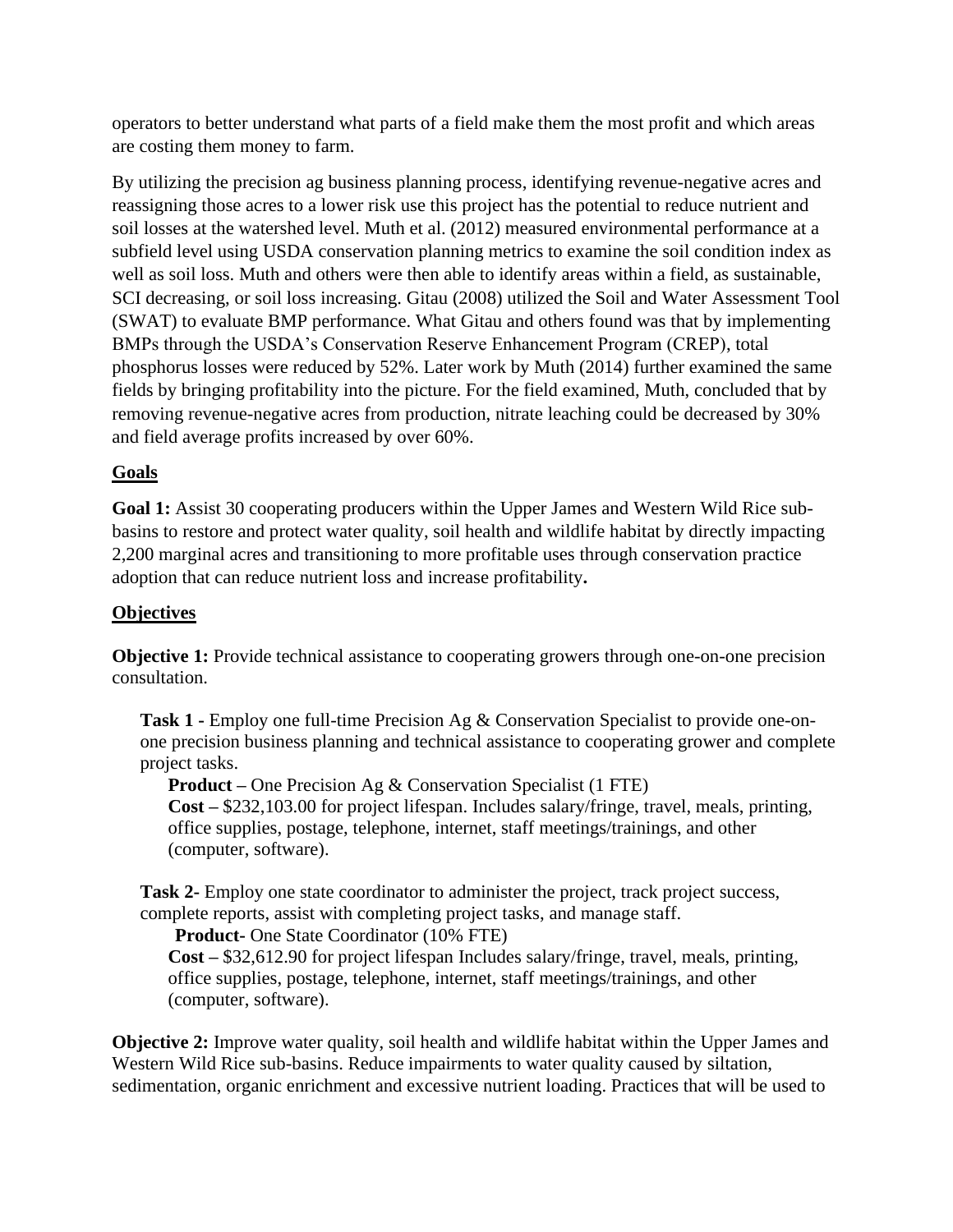operators to better understand what parts of a field make them the most profit and which areas are costing them money to farm.

By utilizing the precision ag business planning process, identifying revenue-negative acres and reassigning those acres to a lower risk use this project has the potential to reduce nutrient and soil losses at the watershed level. Muth et al. (2012) measured environmental performance at a subfield level using USDA conservation planning metrics to examine the soil condition index as well as soil loss. Muth and others were then able to identify areas within a field, as sustainable, SCI decreasing, or soil loss increasing. Gitau (2008) utilized the Soil and Water Assessment Tool (SWAT) to evaluate BMP performance. What Gitau and others found was that by implementing BMPs through the USDA's Conservation Reserve Enhancement Program (CREP), total phosphorus losses were reduced by 52%. Later work by Muth (2014) further examined the same fields by bringing profitability into the picture. For the field examined, Muth, concluded that by removing revenue-negative acres from production, nitrate leaching could be decreased by 30% and field average profits increased by over 60%.

## Goals

**Goal 1:** Assist 30 cooperating producers within the Upper James and Western Wild Rice sub-basins to restore and protect water quality, soil health and wildlife habitat by directly impacting 2,200 marginal acres and transitioning to more profitable uses through conservation practice adoption that can reduce nutrient loss and increase profitability**.**

## Objectives

**Objective 1:** Provide technical assistance to cooperating growers through one-on-one precision consultation.

**Task 1 -** Employ one full-time Precision Ag & Conservation Specialist to provide one-on-one precision business planning and technical assistance to cooperating grower and complete project tasks.

**Product –** One Precision Ag & Conservation Specialist (1 FTE)
**Cost –** $232,103.00 for project lifespan. Includes salary/fringe, travel, meals, printing, office supplies, postage, telephone, internet, staff meetings/trainings, and other (computer, software).

**Task 2-** Employ one state coordinator to administer the project, track project success, complete reports, assist with completing project tasks, and manage staff.

**Product-** One State Coordinator (10% FTE)
**Cost –** $32,612.90 for project lifespan Includes salary/fringe, travel, meals, printing, office supplies, postage, telephone, internet, staff meetings/trainings, and other (computer, software).

**Objective 2:** Improve water quality, soil health and wildlife habitat within the Upper James and Western Wild Rice sub-basins. Reduce impairments to water quality caused by siltation, sedimentation, organic enrichment and excessive nutrient loading. Practices that will be used to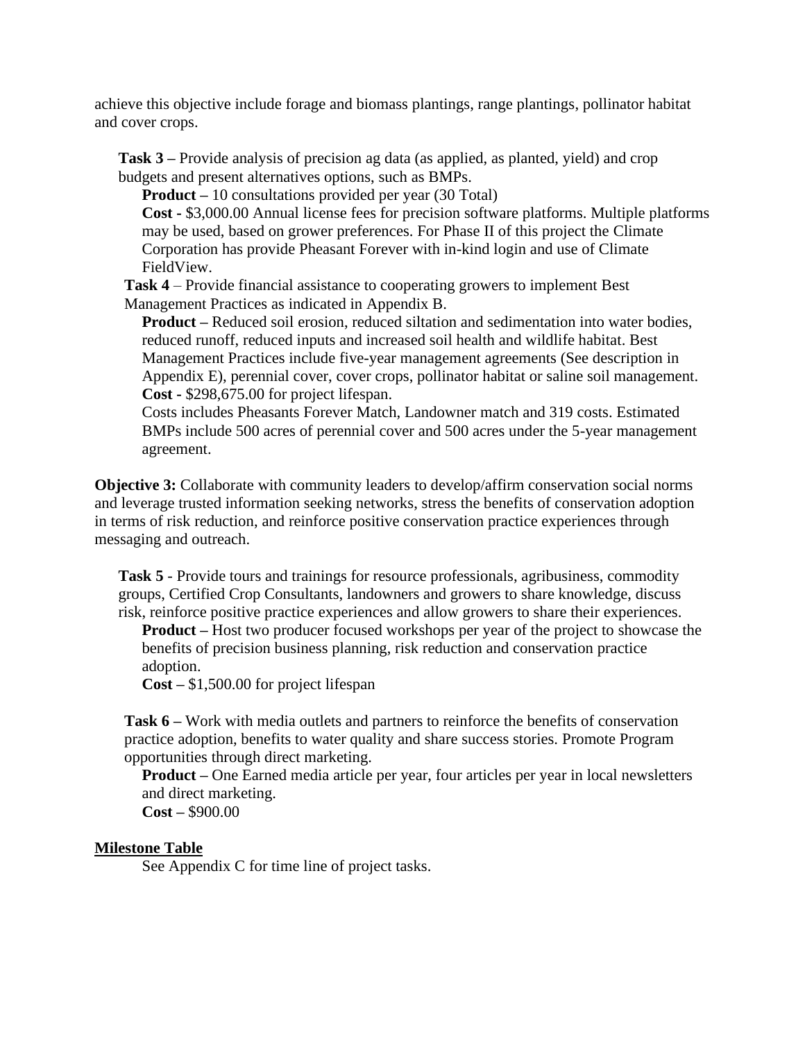achieve this objective include forage and biomass plantings, range plantings, pollinator habitat and cover crops.

**Task 3 –** Provide analysis of precision ag data (as applied, as planted, yield) and crop budgets and present alternatives options, such as BMPs.

**Product –** 10 consultations provided per year (30 Total)

**Cost -** $3,000.00 Annual license fees for precision software platforms. Multiple platforms may be used, based on grower preferences. For Phase II of this project the Climate Corporation has provide Pheasant Forever with in-kind login and use of Climate FieldView.

**Task 4** – Provide financial assistance to cooperating growers to implement Best Management Practices as indicated in Appendix B.

**Product –** Reduced soil erosion, reduced siltation and sedimentation into water bodies, reduced runoff, reduced inputs and increased soil health and wildlife habitat. Best Management Practices include five-year management agreements (See description in Appendix E), perennial cover, cover crops, pollinator habitat or saline soil management.

**Cost -** $298,675.00 for project lifespan.

Costs includes Pheasants Forever Match, Landowner match and 319 costs. Estimated BMPs include 500 acres of perennial cover and 500 acres under the 5-year management agreement.

**Objective 3:** Collaborate with community leaders to develop/affirm conservation social norms and leverage trusted information seeking networks, stress the benefits of conservation adoption in terms of risk reduction, and reinforce positive conservation practice experiences through messaging and outreach.

**Task 5** - Provide tours and trainings for resource professionals, agribusiness, commodity groups, Certified Crop Consultants, landowners and growers to share knowledge, discuss risk, reinforce positive practice experiences and allow growers to share their experiences.

**Product –** Host two producer focused workshops per year of the project to showcase the benefits of precision business planning, risk reduction and conservation practice adoption.

**Cost –** $1,500.00 for project lifespan

**Task 6 –** Work with media outlets and partners to reinforce the benefits of conservation practice adoption, benefits to water quality and share success stories. Promote Program opportunities through direct marketing.

**Product –** One Earned media article per year, four articles per year in local newsletters and direct marketing.

**Cost –** $900.00

**Milestone Table**

See Appendix C for time line of project tasks.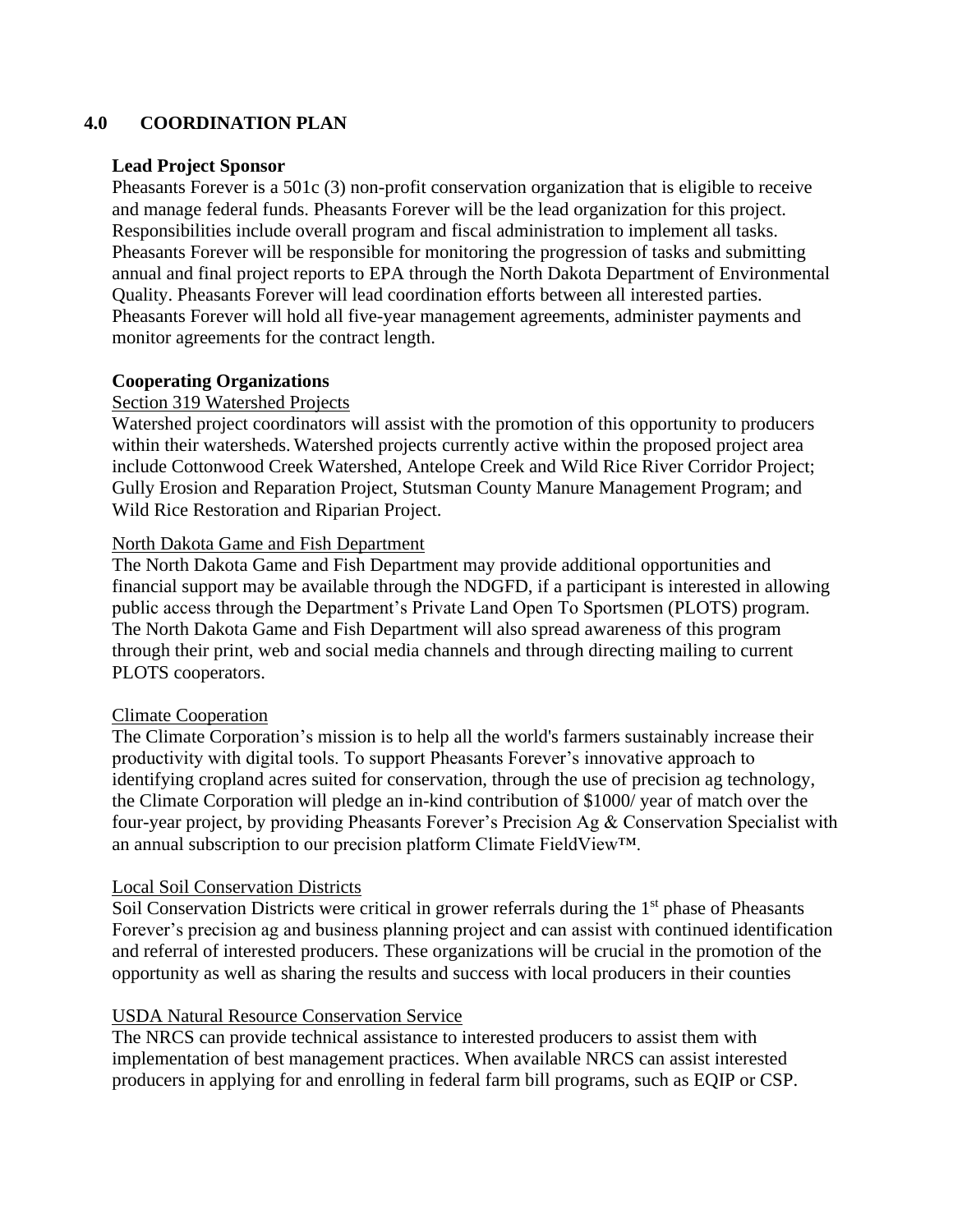## 4.0 COORDINATION PLAN

**Lead Project Sponsor**

Pheasants Forever is a 501c (3) non-profit conservation organization that is eligible to receive and manage federal funds. Pheasants Forever will be the lead organization for this project. Responsibilities include overall program and fiscal administration to implement all tasks. Pheasants Forever will be responsible for monitoring the progression of tasks and submitting annual and final project reports to EPA through the North Dakota Department of Environmental Quality. Pheasants Forever will lead coordination efforts between all interested parties. Pheasants Forever will hold all five-year management agreements, administer payments and monitor agreements for the contract length.

**Cooperating Organizations**

<u>Section 319 Watershed Projects</u>

Watershed project coordinators will assist with the promotion of this opportunity to producers within their watersheds. Watershed projects currently active within the proposed project area include Cottonwood Creek Watershed, Antelope Creek and Wild Rice River Corridor Project; Gully Erosion and Reparation Project, Stutsman County Manure Management Program; and Wild Rice Restoration and Riparian Project.

<u>North Dakota Game and Fish Department</u>

The North Dakota Game and Fish Department may provide additional opportunities and financial support may be available through the NDGFD, if a participant is interested in allowing public access through the Department's Private Land Open To Sportsmen (PLOTS) program. The North Dakota Game and Fish Department will also spread awareness of this program through their print, web and social media channels and through directing mailing to current PLOTS cooperators.

<u>Climate Cooperation</u>

The Climate Corporation's mission is to help all the world's farmers sustainably increase their productivity with digital tools. To support Pheasants Forever's innovative approach to identifying cropland acres suited for conservation, through the use of precision ag technology, the Climate Corporation will pledge an in-kind contribution of $1000/ year of match over the four-year project, by providing Pheasants Forever's Precision Ag & Conservation Specialist with an annual subscription to our precision platform Climate FieldView™.

<u>Local Soil Conservation Districts</u>

Soil Conservation Districts were critical in grower referrals during the 1st phase of Pheasants Forever's precision ag and business planning project and can assist with continued identification and referral of interested producers. These organizations will be crucial in the promotion of the opportunity as well as sharing the results and success with local producers in their counties

<u>USDA Natural Resource Conservation Service</u>

The NRCS can provide technical assistance to interested producers to assist them with implementation of best management practices. When available NRCS can assist interested producers in applying for and enrolling in federal farm bill programs, such as EQIP or CSP.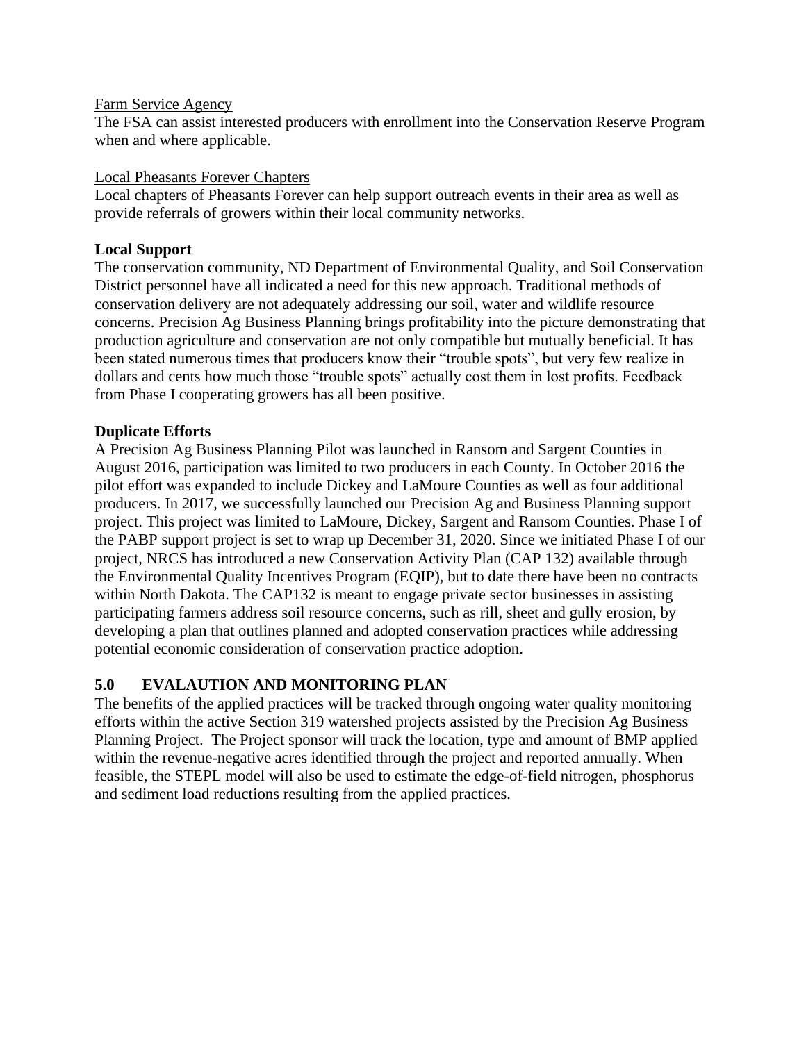<u>Farm Service Agency</u>
The FSA can assist interested producers with enrollment into the Conservation Reserve Program when and where applicable.

<u>Local Pheasants Forever Chapters</u>
Local chapters of Pheasants Forever can help support outreach events in their area as well as provide referrals of growers within their local community networks.

**Local Support**
The conservation community, ND Department of Environmental Quality, and Soil Conservation District personnel have all indicated a need for this new approach. Traditional methods of conservation delivery are not adequately addressing our soil, water and wildlife resource concerns. Precision Ag Business Planning brings profitability into the picture demonstrating that production agriculture and conservation are not only compatible but mutually beneficial. It has been stated numerous times that producers know their "trouble spots", but very few realize in dollars and cents how much those "trouble spots" actually cost them in lost profits. Feedback from Phase I cooperating growers has all been positive.

**Duplicate Efforts**
A Precision Ag Business Planning Pilot was launched in Ransom and Sargent Counties in August 2016, participation was limited to two producers in each County. In October 2016 the pilot effort was expanded to include Dickey and LaMoure Counties as well as four additional producers. In 2017, we successfully launched our Precision Ag and Business Planning support project. This project was limited to LaMoure, Dickey, Sargent and Ransom Counties. Phase I of the PABP support project is set to wrap up December 31, 2020. Since we initiated Phase I of our project, NRCS has introduced a new Conservation Activity Plan (CAP 132) available through the Environmental Quality Incentives Program (EQIP), but to date there have been no contracts within North Dakota. The CAP132 is meant to engage private sector businesses in assisting participating farmers address soil resource concerns, such as rill, sheet and gully erosion, by developing a plan that outlines planned and adopted conservation practices while addressing potential economic consideration of conservation practice adoption.

## 5.0 EVALAUTION AND MONITORING PLAN

The benefits of the applied practices will be tracked through ongoing water quality monitoring efforts within the active Section 319 watershed projects assisted by the Precision Ag Business Planning Project. The Project sponsor will track the location, type and amount of BMP applied within the revenue-negative acres identified through the project and reported annually. When feasible, the STEPL model will also be used to estimate the edge-of-field nitrogen, phosphorus and sediment load reductions resulting from the applied practices.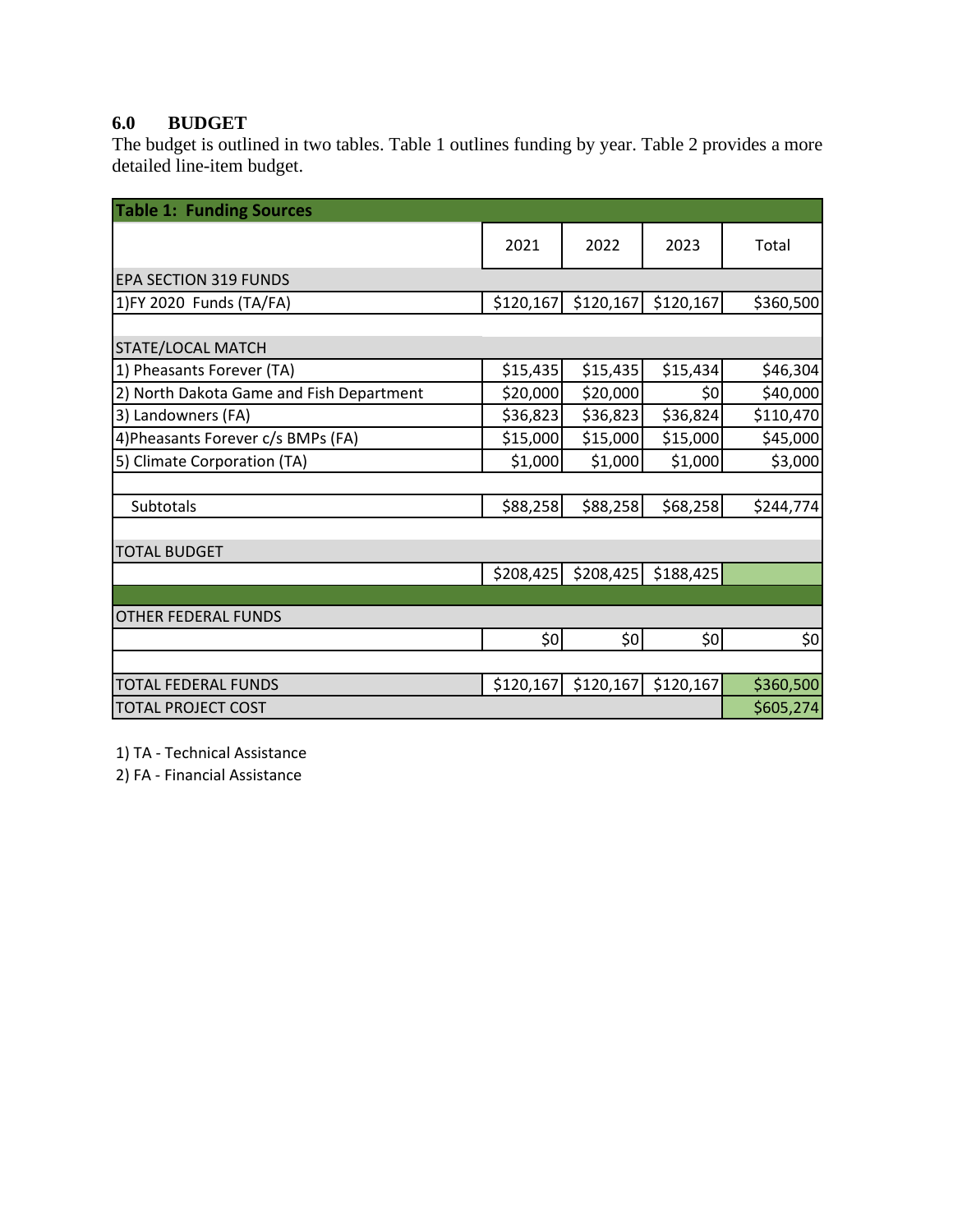## 6.0 BUDGET

The budget is outlined in two tables. Table 1 outlines funding by year. Table 2 provides a more detailed line-item budget.

| Table 1: Funding Sources | | | | |
|---|---|---|---|---|
| | 2021 | 2022 | 2023 | Total |
| EPA SECTION 319 FUNDS | | | | |
| 1)FY 2020 Funds (TA/FA) | $120,167 | $120,167 | $120,167 | $360,500 |
| | | | | |
| STATE/LOCAL MATCH | | | | |
| 1) Pheasants Forever (TA) | $15,435 | $15,435 | $15,434 | $46,304 |
| 2) North Dakota Game and Fish Department | $20,000 | $20,000 | $0 | $40,000 |
| 3) Landowners (FA) | $36,823 | $36,823 | $36,824 | $110,470 |
| 4)Pheasants Forever c/s BMPs (FA) | $15,000 | $15,000 | $15,000 | $45,000 |
| 5) Climate Corporation (TA) | $1,000 | $1,000 | $1,000 | $3,000 |
| | | | | |
| Subtotals | $88,258 | $88,258 | $68,258 | $244,774 |
| | | | | |
| TOTAL BUDGET | | | | |
| | $208,425 | $208,425 | $188,425 | |
| | | | | |
| OTHER FEDERAL FUNDS | | | | |
| | $0 | $0 | $0 | $0 |
| | | | | |
| TOTAL FEDERAL FUNDS | $120,167 | $120,167 | $120,167 | $360,500 |
| TOTAL PROJECT COST | | | | $605,274 |

1) TA - Technical Assistance

2) FA - Financial Assistance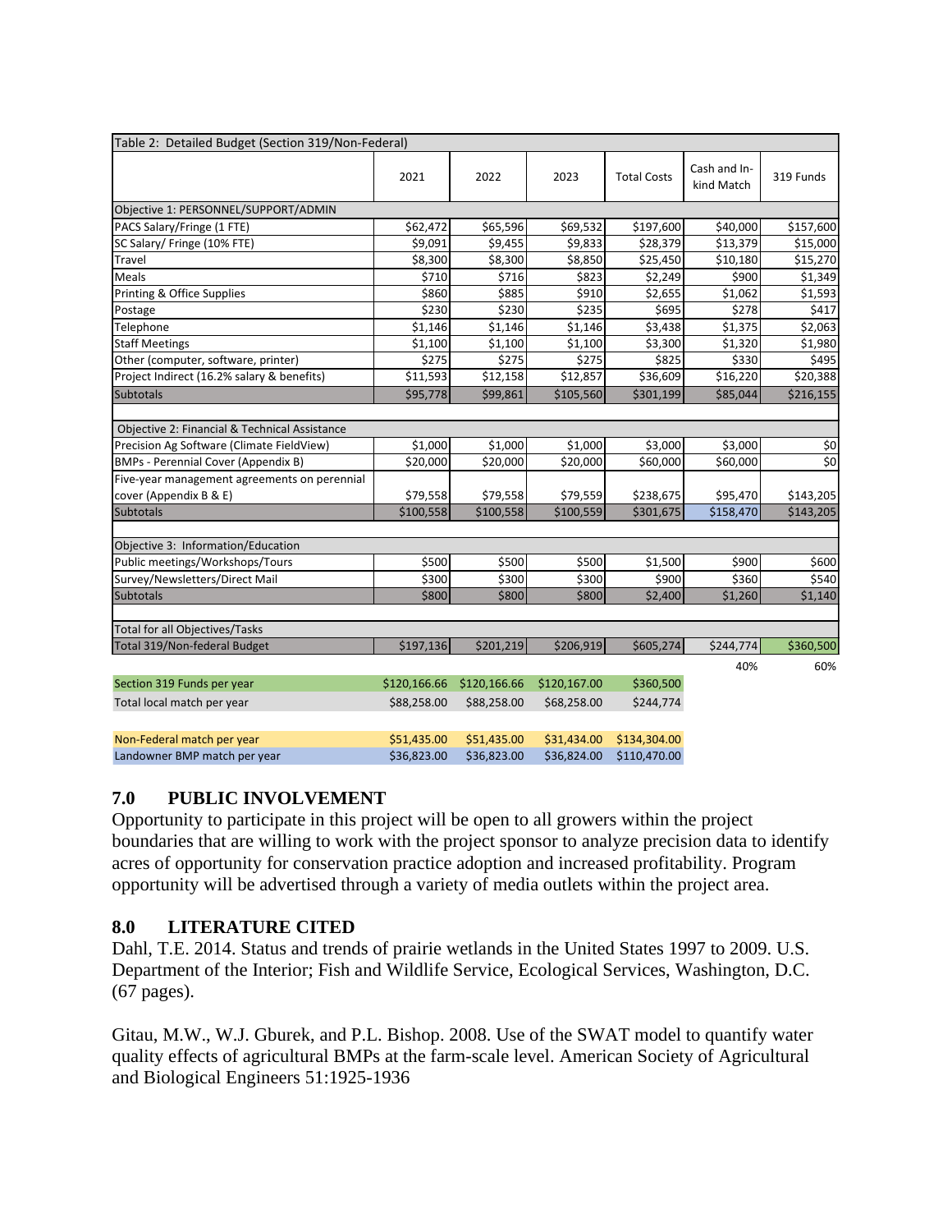| Table 2: Detailed Budget (Section 319/Non-Federal) | | | | | | |
|---|---|---|---|---|---|---|
| | 2021 | 2022 | 2023 | Total Costs | Cash and In-kind Match | 319 Funds |
| Objective 1: PERSONNEL/SUPPORT/ADMIN | | | | | | |
| PACS Salary/Fringe (1 FTE) | $62,472 | $65,596 | $69,532 | $197,600 | $40,000 | $157,600 |
| SC Salary/ Fringe (10% FTE) | $9,091 | $9,455 | $9,833 | $28,379 | $13,379 | $15,000 |
| Travel | $8,300 | $8,300 | $8,850 | $25,450 | $10,180 | $15,270 |
| Meals | $710 | $716 | $823 | $2,249 | $900 | $1,349 |
| Printing & Office Supplies | $860 | $885 | $910 | $2,655 | $1,062 | $1,593 |
| Postage | $230 | $230 | $235 | $695 | $278 | $417 |
| Telephone | $1,146 | $1,146 | $1,146 | $3,438 | $1,375 | $2,063 |
| Staff Meetings | $1,100 | $1,100 | $1,100 | $3,300 | $1,320 | $1,980 |
| Other (computer, software, printer) | $275 | $275 | $275 | $825 | $330 | $495 |
| Project Indirect (16.2% salary & benefits) | $11,593 | $12,158 | $12,857 | $36,609 | $16,220 | $20,388 |
| Subtotals | $95,778 | $99,861 | $105,560 | $301,199 | $85,044 | $216,155 |
| | | | | | | |
| Objective 2: Financial & Technical Assistance | | | | | | |
| Precision Ag Software (Climate FieldView) | $1,000 | $1,000 | $1,000 | $3,000 | $3,000 | $0 |
| BMPs - Perennial Cover (Appendix B) | $20,000 | $20,000 | $20,000 | $60,000 | $60,000 | $0 |
| Five-year management agreements on perennial cover (Appendix B & E) | $79,558 | $79,558 | $79,559 | $238,675 | $95,470 | $143,205 |
| Subtotals | $100,558 | $100,558 | $100,559 | $301,675 | $158,470 | $143,205 |
| | | | | | | |
| Objective 3: Information/Education | | | | | | |
| Public meetings/Workshops/Tours | $500 | $500 | $500 | $1,500 | $900 | $600 |
| Survey/Newsletters/Direct Mail | $300 | $300 | $300 | $900 | $360 | $540 |
| Subtotals | $800 | $800 | $800 | $2,400 | $1,260 | $1,140 |
| | | | | | | |
| Total for all Objectives/Tasks | | | | | | |
| Total 319/Non-federal Budget | $197,136 | $201,219 | $206,919 | $605,274 | $244,774 | $360,500 |
| | | | | | 40% | 60% |
| Section 319 Funds per year | $120,166.66 | $120,166.66 | $120,167.00 | $360,500 | | |
| Total local match per year | $88,258.00 | $88,258.00 | $68,258.00 | $244,774 | | |
| | | | | | | |
| Non-Federal match per year | $51,435.00 | $51,435.00 | $31,434.00 | $134,304.00 | | |
| Landowner BMP match per year | $36,823.00 | $36,823.00 | $36,824.00 | $110,470.00 | | |

## 7.0 PUBLIC INVOLVEMENT

Opportunity to participate in this project will be open to all growers within the project boundaries that are willing to work with the project sponsor to analyze precision data to identify acres of opportunity for conservation practice adoption and increased profitability. Program opportunity will be advertised through a variety of media outlets within the project area.

## 8.0 LITERATURE CITED

Dahl, T.E. 2014. Status and trends of prairie wetlands in the United States 1997 to 2009. U.S. Department of the Interior; Fish and Wildlife Service, Ecological Services, Washington, D.C. (67 pages).

Gitau, M.W., W.J. Gburek, and P.L. Bishop. 2008. Use of the SWAT model to quantify water quality effects of agricultural BMPs at the farm-scale level. American Society of Agricultural and Biological Engineers 51:1925-1936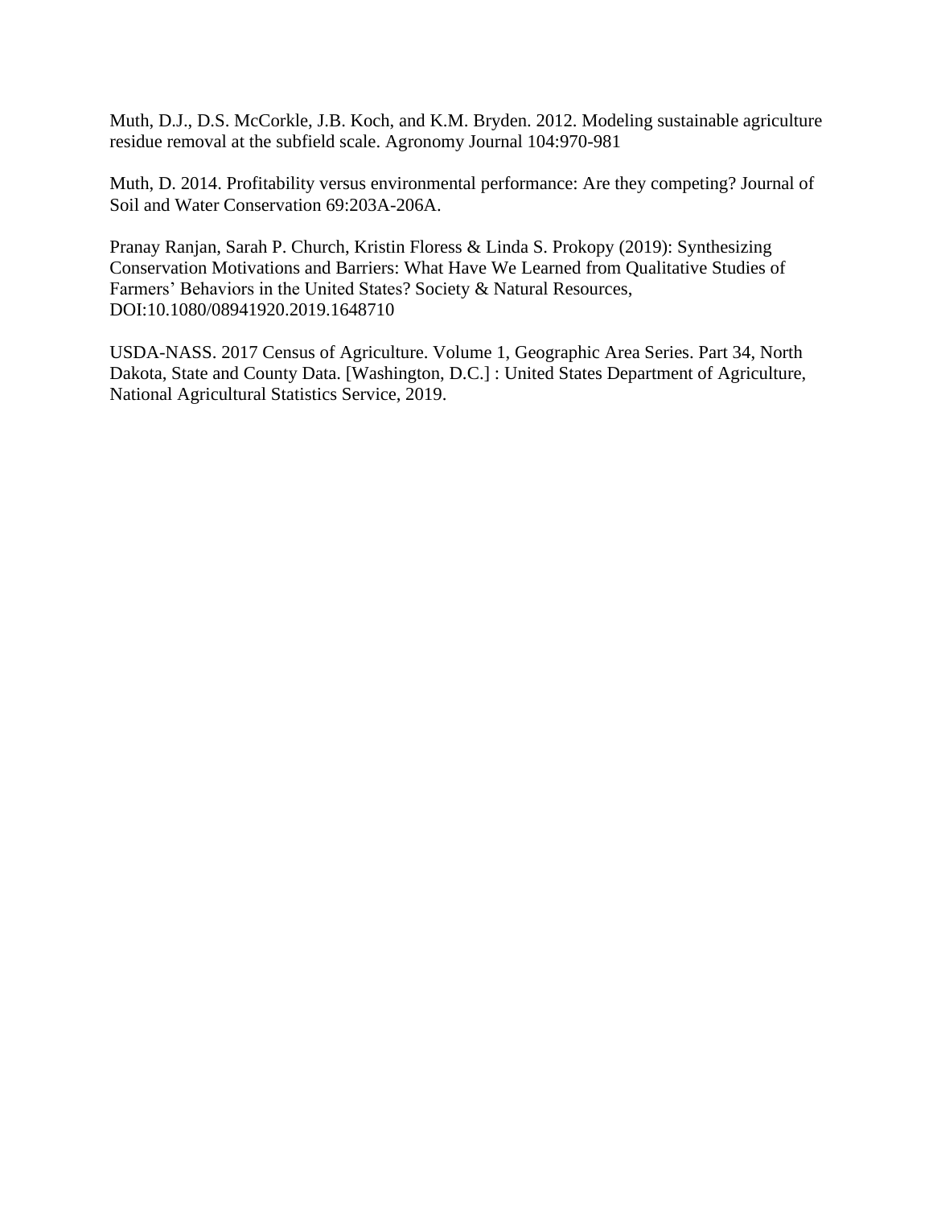Muth, D.J., D.S. McCorkle, J.B. Koch, and K.M. Bryden. 2012. Modeling sustainable agriculture residue removal at the subfield scale. Agronomy Journal 104:970-981

Muth, D. 2014. Profitability versus environmental performance: Are they competing? Journal of Soil and Water Conservation 69:203A-206A.

Pranay Ranjan, Sarah P. Church, Kristin Floress & Linda S. Prokopy (2019): Synthesizing Conservation Motivations and Barriers: What Have We Learned from Qualitative Studies of Farmers' Behaviors in the United States? Society & Natural Resources, DOI:10.1080/08941920.2019.1648710

USDA-NASS. 2017 Census of Agriculture. Volume 1, Geographic Area Series. Part 34, North Dakota, State and County Data. [Washington, D.C.] : United States Department of Agriculture, National Agricultural Statistics Service, 2019.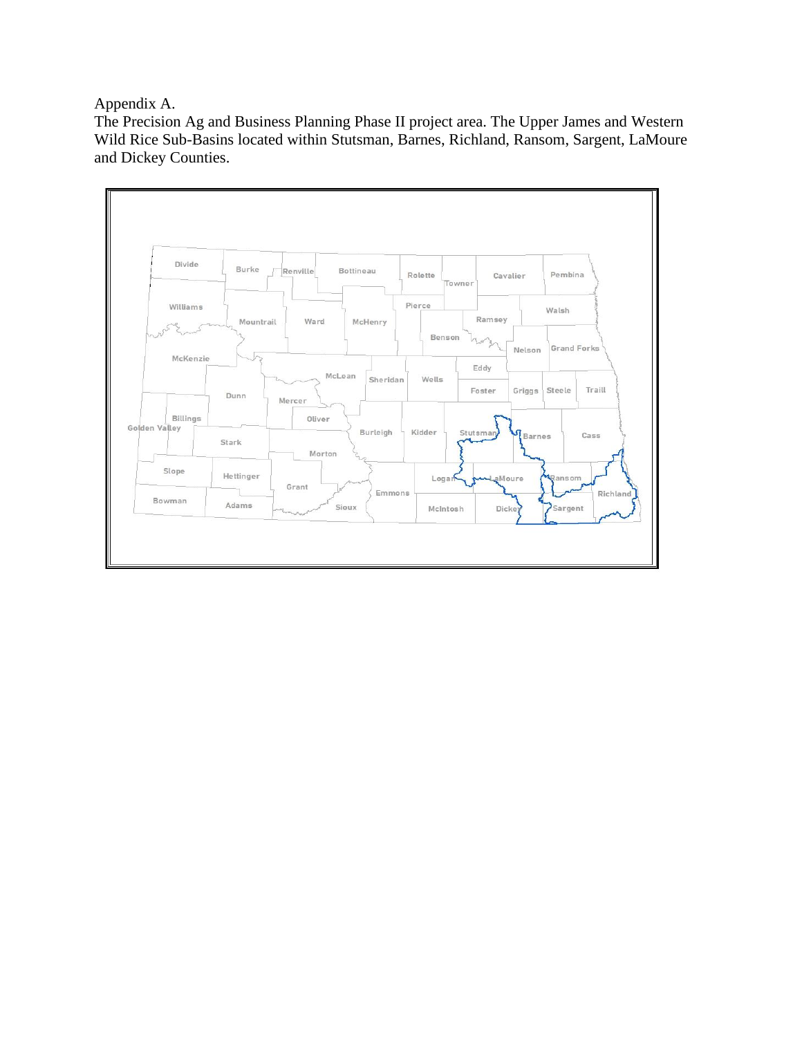Appendix A.

The Precision Ag and Business Planning Phase II project area. The Upper James and Western Wild Rice Sub-Basins located within Stutsman, Barnes, Richland, Ransom, Sargent, LaMoure and Dickey Counties.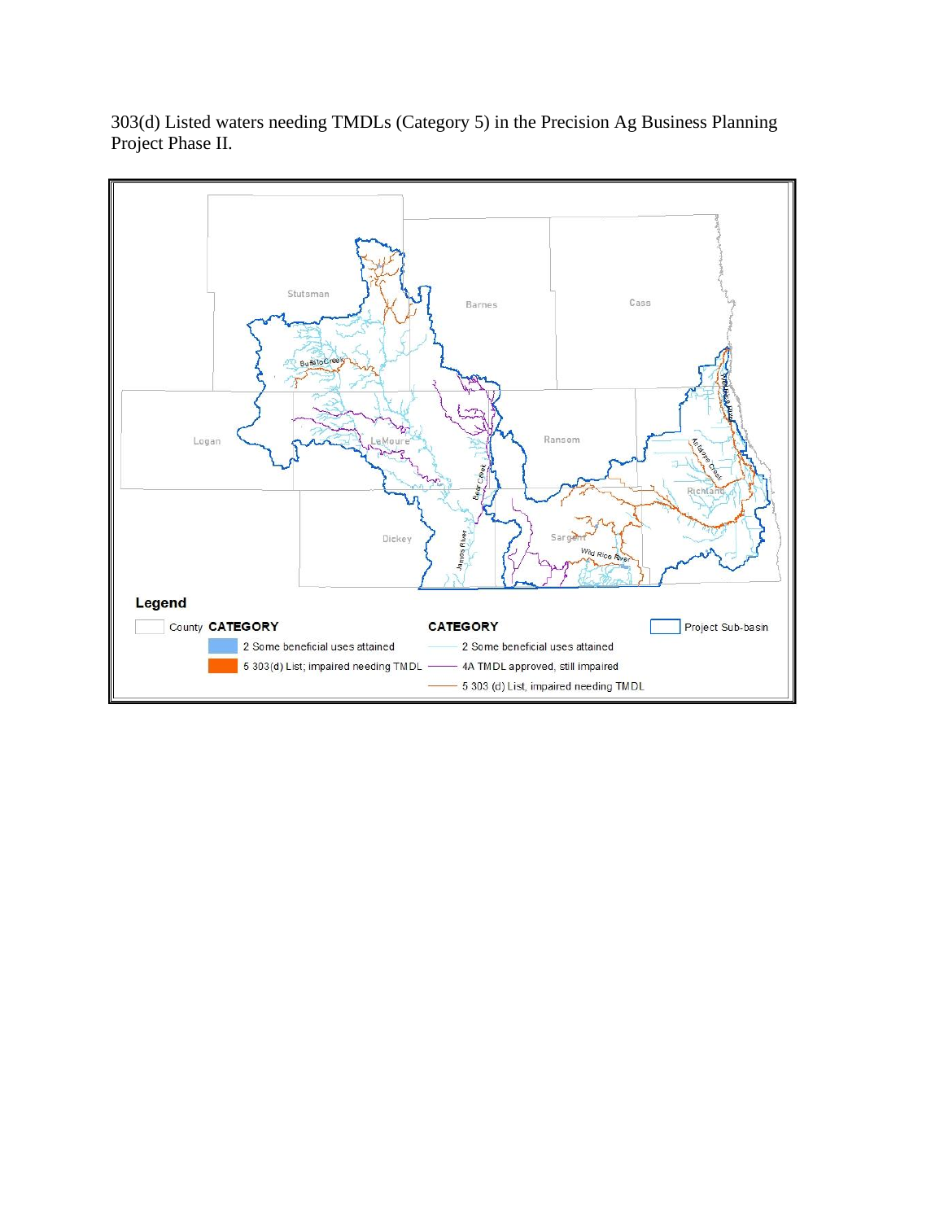303(d) Listed waters needing TMDLs (Category 5) in the Precision Ag Business Planning Project Phase II.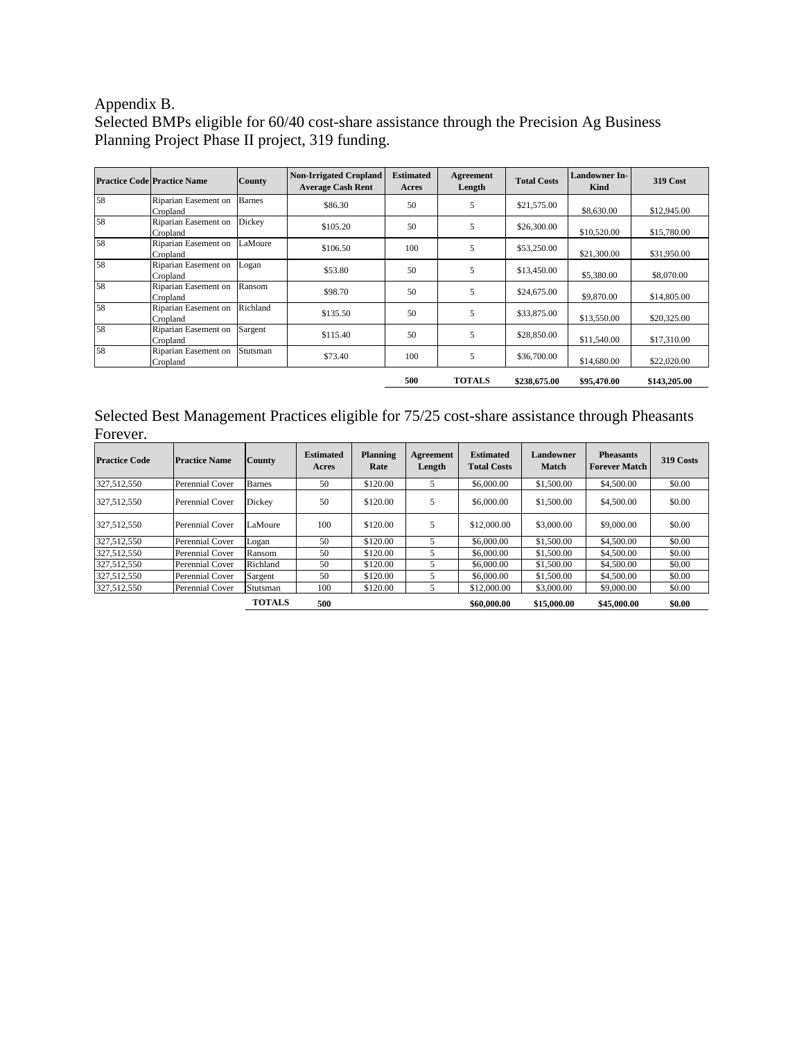Appendix B.
Selected BMPs eligible for 60/40 cost-share assistance through the Precision Ag Business Planning Project Phase II project, 319 funding.

| Practice Code | Practice Name | County | Non-Irrigated Cropland Average Cash Rent | Estimated Acres | Agreement Length | Total Costs | Landowner In-Kind | 319 Cost |
|---|---|---|---|---|---|---|---|---|
| 58 | Riparian Easement on Cropland | Barnes | $86.30 | 50 | 5 | $21,575.00 | $8,630.00 | $12,945.00 |
| 58 | Riparian Easement on Cropland | Dickey | $105.20 | 50 | 5 | $26,300.00 | $10,520.00 | $15,780.00 |
| 58 | Riparian Easement on Cropland | LaMoure | $106.50 | 100 | 5 | $53,250.00 | $21,300.00 | $31,950.00 |
| 58 | Riparian Easement on Cropland | Logan | $53.80 | 50 | 5 | $13,450.00 | $5,380.00 | $8,070.00 |
| 58 | Riparian Easement on Cropland | Ransom | $98.70 | 50 | 5 | $24,675.00 | $9,870.00 | $14,805.00 |
| 58 | Riparian Easement on Cropland | Richland | $135.50 | 50 | 5 | $33,875.00 | $13,550.00 | $20,325.00 |
| 58 | Riparian Easement on Cropland | Sargent | $115.40 | 50 | 5 | $28,850.00 | $11,540.00 | $17,310.00 |
| 58 | Riparian Easement on Cropland | Stutsman | $73.40 | 100 | 5 | $36,700.00 | $14,680.00 | $22,020.00 |
| | | | | **500** | **TOTALS** | **$238,675.00** | **$95,470.00** | **$143,205.00** |

Selected Best Management Practices eligible for 75/25 cost-share assistance through Pheasants Forever.

| Practice Code | Practice Name | County | Estimated Acres | Planning Rate | Agreement Length | Estimated Total Costs | Landowner Match | Pheasants Forever Match | 319 Costs |
|---|---|---|---|---|---|---|---|---|---|
| 327,512,550 | Perennial Cover | Barnes | 50 | $120.00 | 5 | $6,000.00 | $1,500.00 | $4,500.00 | $0.00 |
| 327,512,550 | Perennial Cover | Dickey | 50 | $120.00 | 5 | $6,000.00 | $1,500.00 | $4,500.00 | $0.00 |
| 327,512,550 | Perennial Cover | LaMoure | 100 | $120.00 | 5 | $12,000.00 | $3,000.00 | $9,000.00 | $0.00 |
| 327,512,550 | Perennial Cover | Logan | 50 | $120.00 | 5 | $6,000.00 | $1,500.00 | $4,500.00 | $0.00 |
| 327,512,550 | Perennial Cover | Ransom | 50 | $120.00 | 5 | $6,000.00 | $1,500.00 | $4,500.00 | $0.00 |
| 327,512,550 | Perennial Cover | Richland | 50 | $120.00 | 5 | $6,000.00 | $1,500.00 | $4,500.00 | $0.00 |
| 327,512,550 | Perennial Cover | Sargent | 50 | $120.00 | 5 | $6,000.00 | $1,500.00 | $4,500.00 | $0.00 |
| 327,512,550 | Perennial Cover | Stutsman | 100 | $120.00 | 5 | $12,000.00 | $3,000.00 | $9,000.00 | $0.00 |
| | | **TOTALS** | **500** | | | **$60,000.00** | **$15,000.00** | **$45,000.00** | **$0.00** |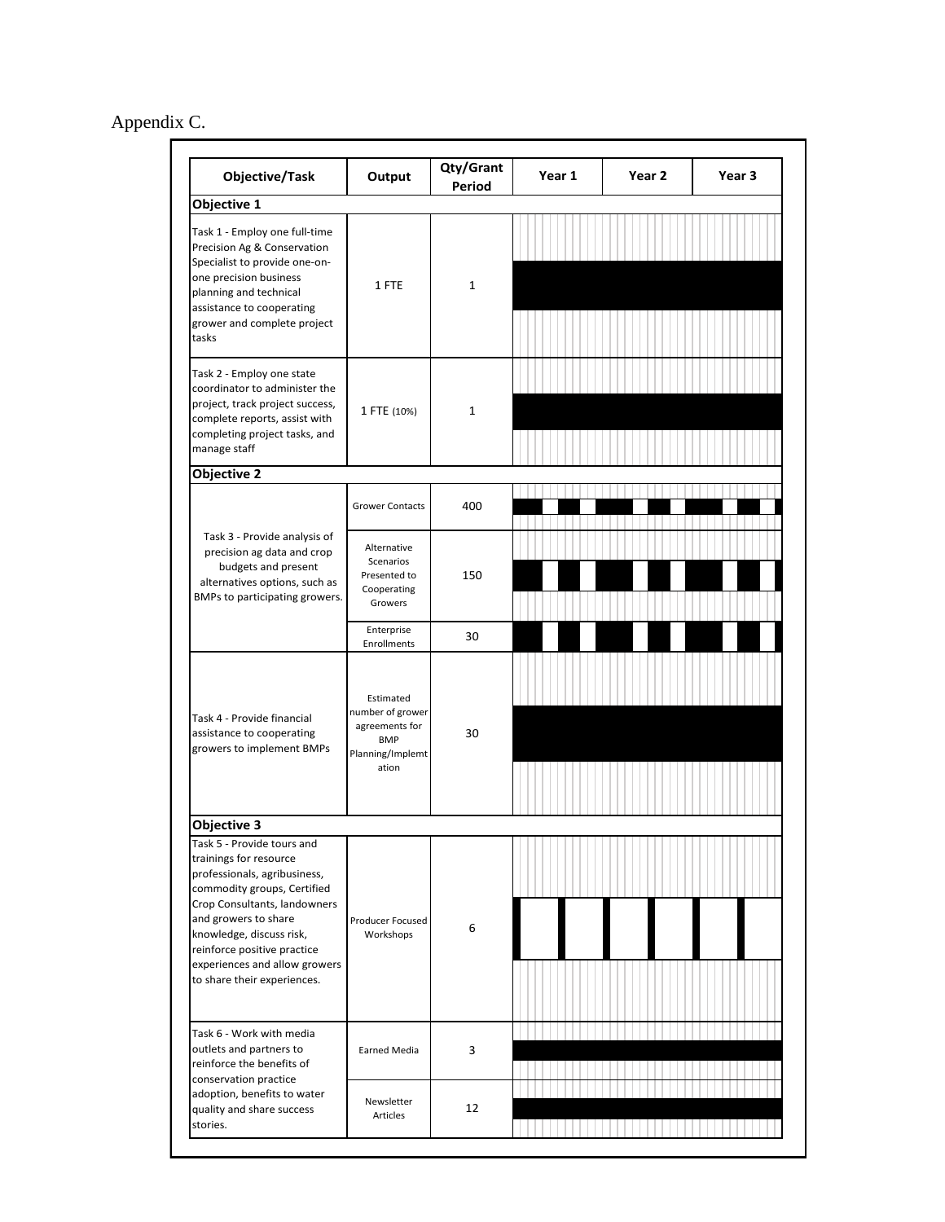Appendix C.

| Objective/Task | Output | Qty/Grant Period | Year 1 | Year 2 | Year 3 |
|---|---|---|---|---|---|
| **Objective 1** | | | | | |
| Task 1 - Employ one full-time Precision Ag & Conservation Specialist to provide one-on-one precision business planning and technical assistance to cooperating grower and complete project tasks | 1 FTE | 1 | | | |
| Task 2 - Employ one state coordinator to administer the project, track project success, complete reports, assist with completing project tasks, and manage staff | 1 FTE (10%) | 1 | | | |
| **Objective 2** | | | | | |
| Task 3 - Provide analysis of precision ag data and crop budgets and present alternatives options, such as BMPs to participating growers. | Grower Contacts | 400 | | | |
| | Alternative Scenarios Presented to Cooperating Growers | 150 | | | |
| | Enterprise Enrollments | 30 | | | |
| Task 4 - Provide financial assistance to cooperating growers to implement BMPs | Estimated number of grower agreements for BMP Planning/Implementation | 30 | | | |
| **Objective 3** | | | | | |
| Task 5 - Provide tours and trainings for resource professionals, agribusiness, commodity groups, Certified Crop Consultants, landowners and growers to share knowledge, discuss risk, reinforce positive practice experiences and allow growers to share their experiences. | Producer Focused Workshops | 6 | | | |
| Task 6 - Work with media outlets and partners to reinforce the benefits of conservation practice adoption, benefits to water quality and share success stories. | Earned Media | 3 | | | |
| | Newsletter Articles | 12 | | | |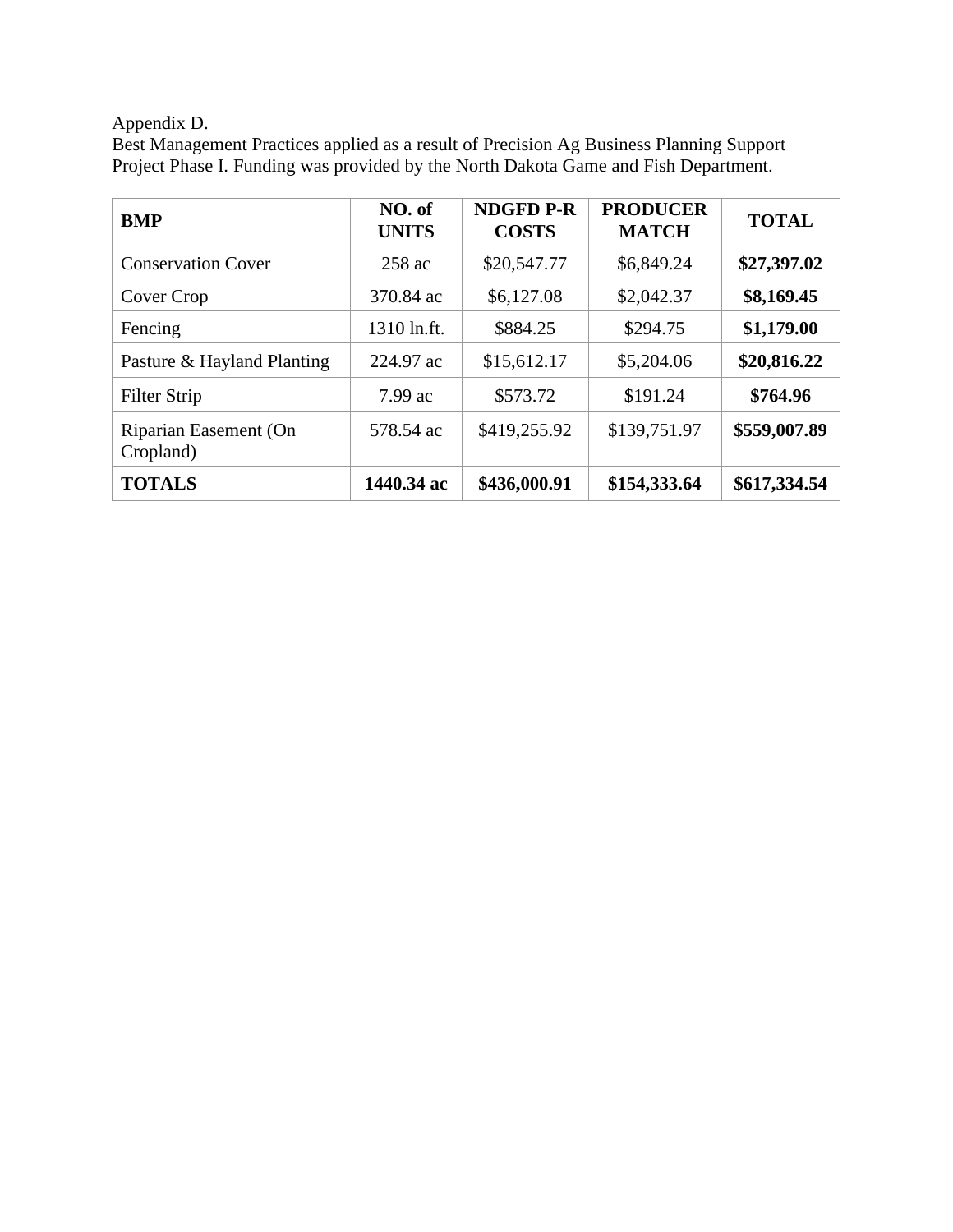Appendix D.
Best Management Practices applied as a result of Precision Ag Business Planning Support Project Phase I. Funding was provided by the North Dakota Game and Fish Department.

| BMP | NO. of UNITS | NDGFD P-R COSTS | PRODUCER MATCH | TOTAL |
|---|---|---|---|---|
| Conservation Cover | 258 ac | $20,547.77 | $6,849.24 | **$27,397.02** |
| Cover Crop | 370.84 ac | $6,127.08 | $2,042.37 | **$8,169.45** |
| Fencing | 1310 ln.ft. | $884.25 | $294.75 | **$1,179.00** |
| Pasture & Hayland Planting | 224.97 ac | $15,612.17 | $5,204.06 | **$20,816.22** |
| Filter Strip | 7.99 ac | $573.72 | $191.24 | **$764.96** |
| Riparian Easement (On Cropland) | 578.54 ac | $419,255.92 | $139,751.97 | **$559,007.89** |
| **TOTALS** | **1440.34 ac** | **$436,000.91** | **$154,333.64** | **$617,334.54** |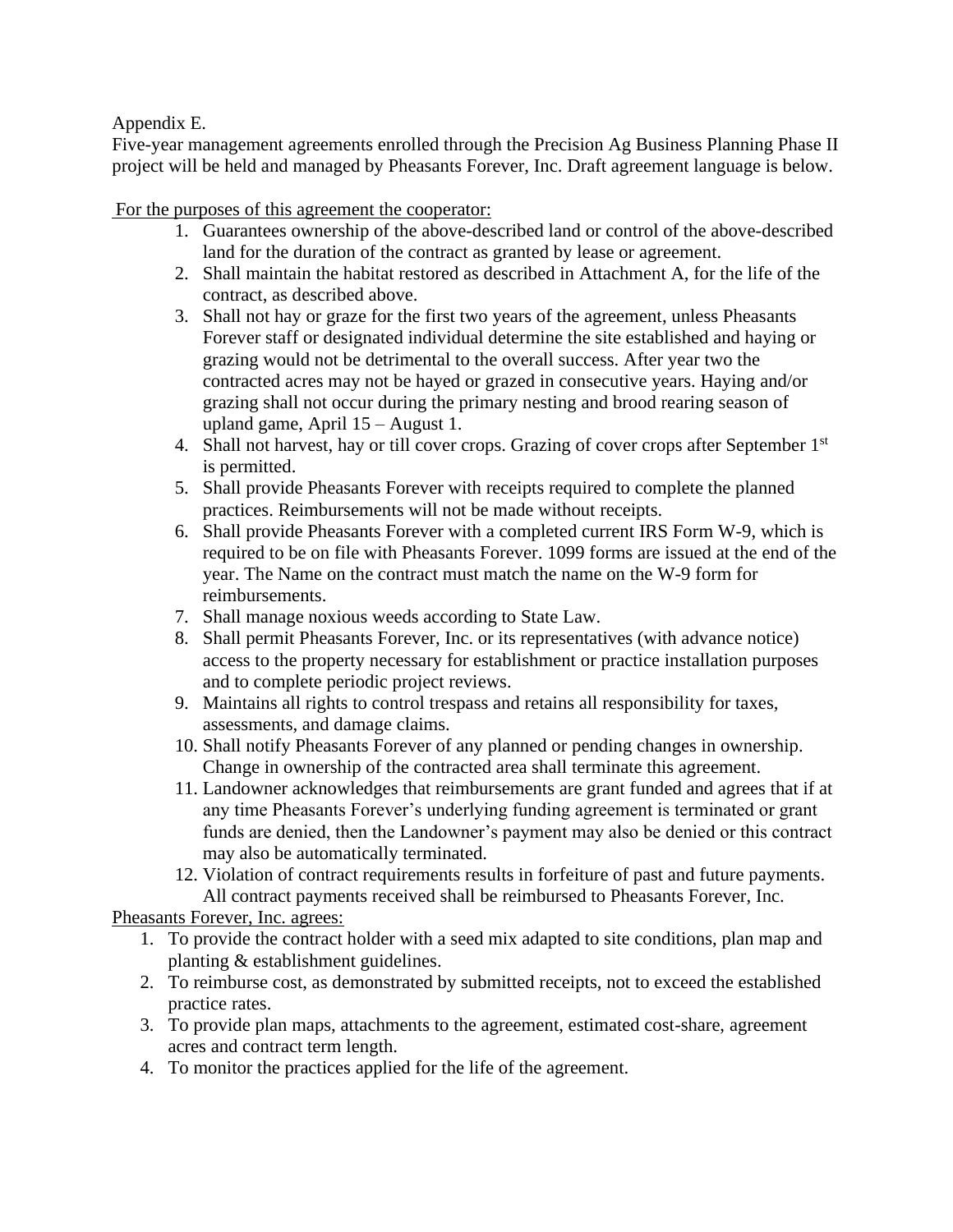Appendix E.

Five-year management agreements enrolled through the Precision Ag Business Planning Phase II project will be held and managed by Pheasants Forever, Inc. Draft agreement language is below.

<u>For the purposes of this agreement the cooperator:</u>

1. Guarantees ownership of the above-described land or control of the above-described land for the duration of the contract as granted by lease or agreement.
2. Shall maintain the habitat restored as described in Attachment A, for the life of the contract, as described above.
3. Shall not hay or graze for the first two years of the agreement, unless Pheasants Forever staff or designated individual determine the site established and haying or grazing would not be detrimental to the overall success. After year two the contracted acres may not be hayed or grazed in consecutive years. Haying and/or grazing shall not occur during the primary nesting and brood rearing season of upland game, April 15 – August 1.
4. Shall not harvest, hay or till cover crops. Grazing of cover crops after September 1st is permitted.
5. Shall provide Pheasants Forever with receipts required to complete the planned practices. Reimbursements will not be made without receipts.
6. Shall provide Pheasants Forever with a completed current IRS Form W-9, which is required to be on file with Pheasants Forever. 1099 forms are issued at the end of the year. The Name on the contract must match the name on the W-9 form for reimbursements.
7. Shall manage noxious weeds according to State Law.
8. Shall permit Pheasants Forever, Inc. or its representatives (with advance notice) access to the property necessary for establishment or practice installation purposes and to complete periodic project reviews.
9. Maintains all rights to control trespass and retains all responsibility for taxes, assessments, and damage claims.
10. Shall notify Pheasants Forever of any planned or pending changes in ownership. Change in ownership of the contracted area shall terminate this agreement.
11. Landowner acknowledges that reimbursements are grant funded and agrees that if at any time Pheasants Forever's underlying funding agreement is terminated or grant funds are denied, then the Landowner's payment may also be denied or this contract may also be automatically terminated.
12. Violation of contract requirements results in forfeiture of past and future payments. All contract payments received shall be reimbursed to Pheasants Forever, Inc.

<u>Pheasants Forever, Inc. agrees:</u>

1. To provide the contract holder with a seed mix adapted to site conditions, plan map and planting & establishment guidelines.
2. To reimburse cost, as demonstrated by submitted receipts, not to exceed the established practice rates.
3. To provide plan maps, attachments to the agreement, estimated cost-share, agreement acres and contract term length.
4. To monitor the practices applied for the life of the agreement.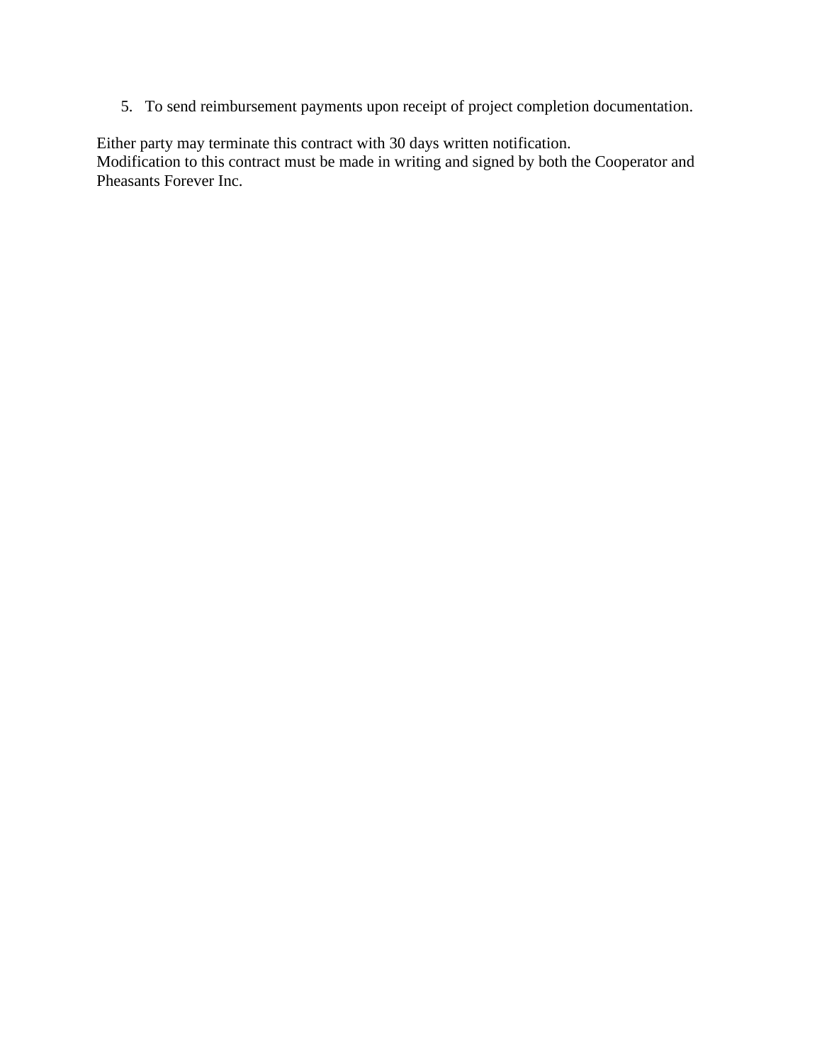5. To send reimbursement payments upon receipt of project completion documentation.

Either party may terminate this contract with 30 days written notification.
Modification to this contract must be made in writing and signed by both the Cooperator and Pheasants Forever Inc.